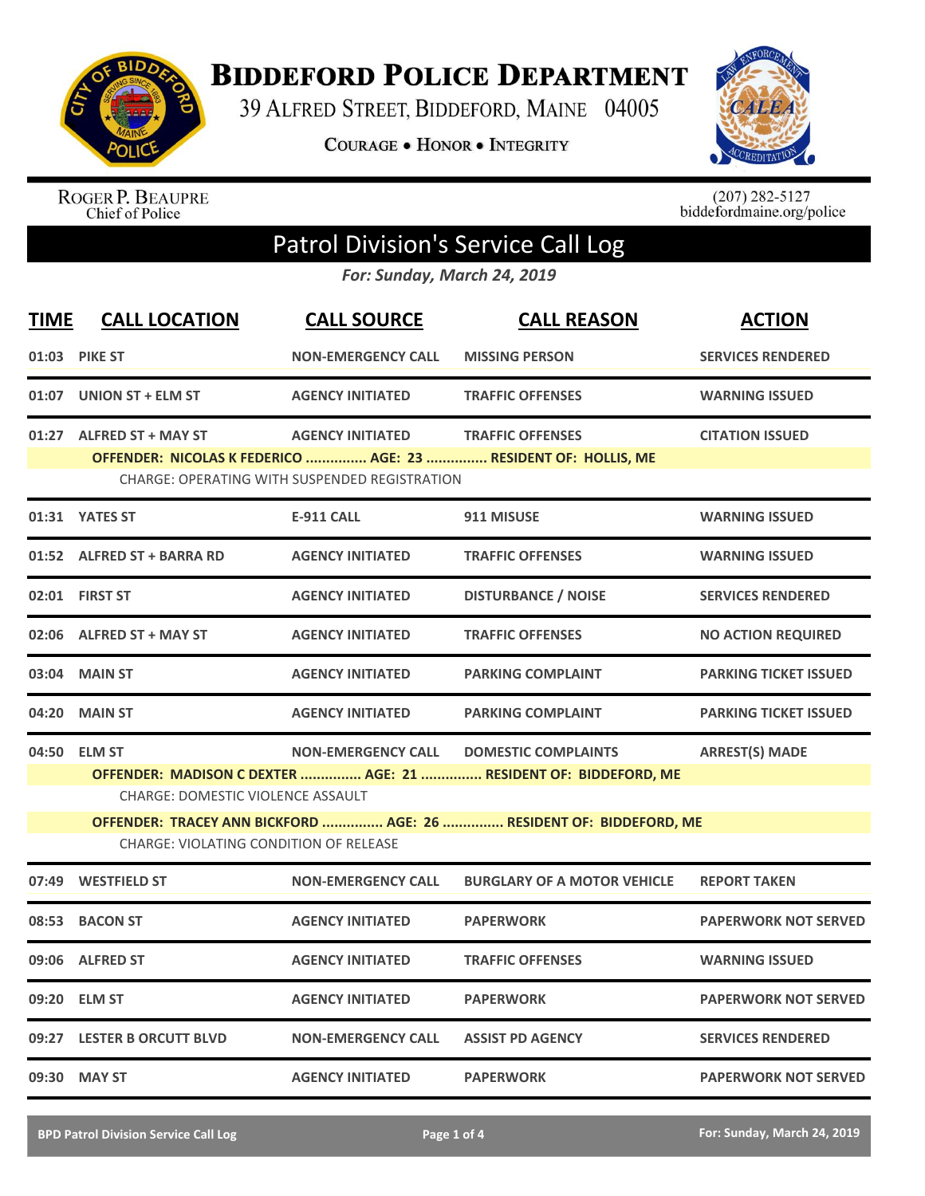# Biddeford Police Department

39 Alfred Street, Biddeford, Maine 04005

Courage • Honor • Integrity

Roger P. Beaupre
Chief of Police

(207) 282-5127
biddefordmaine.org/police

## Patrol Division's Service Call Log

*For: Sunday, March 24, 2019*

| TIME | CALL LOCATION | CALL SOURCE | CALL REASON | ACTION |
|---|---|---|---|---|
| 01:03 | PIKE ST | NON-EMERGENCY CALL | MISSING PERSON | SERVICES RENDERED |
| 01:07 | UNION ST + ELM ST | AGENCY INITIATED | TRAFFIC OFFENSES | WARNING ISSUED |
| 01:27 | ALFRED ST + MAY ST | AGENCY INITIATED | TRAFFIC OFFENSES | CITATION ISSUED |
| | **OFFENDER: NICOLAS K FEDERICO ............... AGE: 23 ............... RESIDENT OF: HOLLIS, ME** | | | |
| | CHARGE: OPERATING WITH SUSPENDED REGISTRATION | | | |
| 01:31 | YATES ST | E-911 CALL | 911 MISUSE | WARNING ISSUED |
| 01:52 | ALFRED ST + BARRA RD | AGENCY INITIATED | TRAFFIC OFFENSES | WARNING ISSUED |
| 02:01 | FIRST ST | AGENCY INITIATED | DISTURBANCE / NOISE | SERVICES RENDERED |
| 02:06 | ALFRED ST + MAY ST | AGENCY INITIATED | TRAFFIC OFFENSES | NO ACTION REQUIRED |
| 03:04 | MAIN ST | AGENCY INITIATED | PARKING COMPLAINT | PARKING TICKET ISSUED |
| 04:20 | MAIN ST | AGENCY INITIATED | PARKING COMPLAINT | PARKING TICKET ISSUED |
| 04:50 | ELM ST | NON-EMERGENCY CALL | DOMESTIC COMPLAINTS | ARREST(S) MADE |
| | **OFFENDER: MADISON C DEXTER ............... AGE: 21 ............... RESIDENT OF: BIDDEFORD, ME** | | | |
| | CHARGE: DOMESTIC VIOLENCE ASSAULT | | | |
| | **OFFENDER: TRACEY ANN BICKFORD ............... AGE: 26 ............... RESIDENT OF: BIDDEFORD, ME** | | | |
| | CHARGE: VIOLATING CONDITION OF RELEASE | | | |
| 07:49 | WESTFIELD ST | NON-EMERGENCY CALL | BURGLARY OF A MOTOR VEHICLE | REPORT TAKEN |
| 08:53 | BACON ST | AGENCY INITIATED | PAPERWORK | PAPERWORK NOT SERVED |
| 09:06 | ALFRED ST | AGENCY INITIATED | TRAFFIC OFFENSES | WARNING ISSUED |
| 09:20 | ELM ST | AGENCY INITIATED | PAPERWORK | PAPERWORK NOT SERVED |
| 09:27 | LESTER B ORCUTT BLVD | NON-EMERGENCY CALL | ASSIST PD AGENCY | SERVICES RENDERED |
| 09:30 | MAY ST | AGENCY INITIATED | PAPERWORK | PAPERWORK NOT SERVED |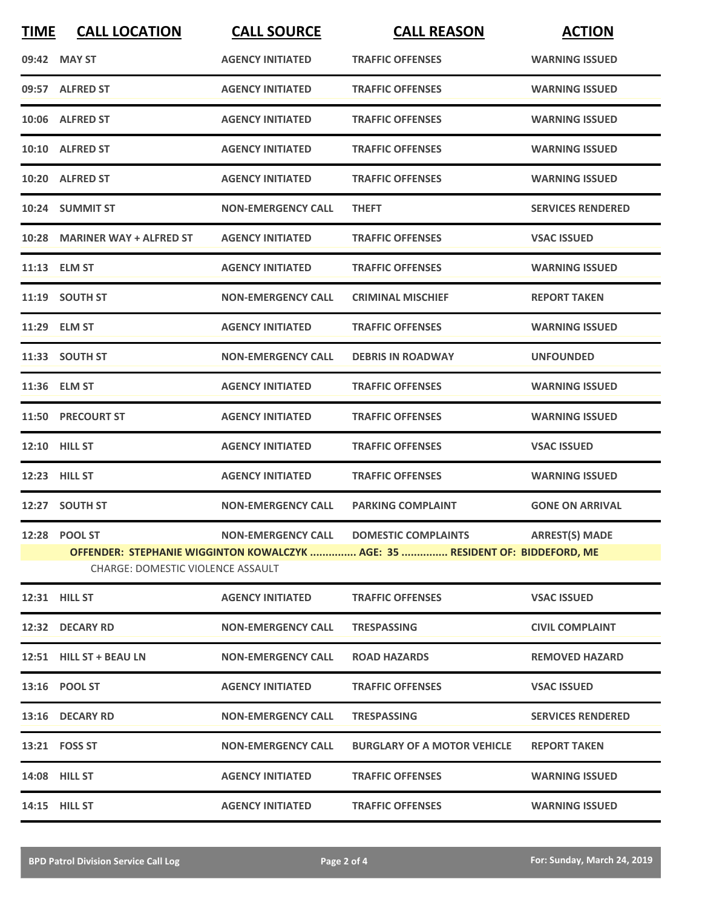| TIME | CALL LOCATION | CALL SOURCE | CALL REASON | ACTION |
|---|---|---|---|---|
| 09:42 | MAY ST | AGENCY INITIATED | TRAFFIC OFFENSES | WARNING ISSUED |
| 09:57 | ALFRED ST | AGENCY INITIATED | TRAFFIC OFFENSES | WARNING ISSUED |
| 10:06 | ALFRED ST | AGENCY INITIATED | TRAFFIC OFFENSES | WARNING ISSUED |
| 10:10 | ALFRED ST | AGENCY INITIATED | TRAFFIC OFFENSES | WARNING ISSUED |
| 10:20 | ALFRED ST | AGENCY INITIATED | TRAFFIC OFFENSES | WARNING ISSUED |
| 10:24 | SUMMIT ST | NON-EMERGENCY CALL | THEFT | SERVICES RENDERED |
| 10:28 | MARINER WAY + ALFRED ST | AGENCY INITIATED | TRAFFIC OFFENSES | VSAC ISSUED |
| 11:13 | ELM ST | AGENCY INITIATED | TRAFFIC OFFENSES | WARNING ISSUED |
| 11:19 | SOUTH ST | NON-EMERGENCY CALL | CRIMINAL MISCHIEF | REPORT TAKEN |
| 11:29 | ELM ST | AGENCY INITIATED | TRAFFIC OFFENSES | WARNING ISSUED |
| 11:33 | SOUTH ST | NON-EMERGENCY CALL | DEBRIS IN ROADWAY | UNFOUNDED |
| 11:36 | ELM ST | AGENCY INITIATED | TRAFFIC OFFENSES | WARNING ISSUED |
| 11:50 | PRECOURT ST | AGENCY INITIATED | TRAFFIC OFFENSES | WARNING ISSUED |
| 12:10 | HILL ST | AGENCY INITIATED | TRAFFIC OFFENSES | VSAC ISSUED |
| 12:23 | HILL ST | AGENCY INITIATED | TRAFFIC OFFENSES | WARNING ISSUED |
| 12:27 | SOUTH ST | NON-EMERGENCY CALL | PARKING COMPLAINT | GONE ON ARRIVAL |
| 12:28 | POOL ST | NON-EMERGENCY CALL | DOMESTIC COMPLAINTS | ARREST(S) MADE |
| | OFFENDER: STEPHANIE WIGGINTON KOWALCZYK ............... AGE: 35 ............... RESIDENT OF: BIDDEFORD, ME | | | |
| | CHARGE: DOMESTIC VIOLENCE ASSAULT | | | |
| 12:31 | HILL ST | AGENCY INITIATED | TRAFFIC OFFENSES | VSAC ISSUED |
| 12:32 | DECARY RD | NON-EMERGENCY CALL | TRESPASSING | CIVIL COMPLAINT |
| 12:51 | HILL ST + BEAU LN | NON-EMERGENCY CALL | ROAD HAZARDS | REMOVED HAZARD |
| 13:16 | POOL ST | AGENCY INITIATED | TRAFFIC OFFENSES | VSAC ISSUED |
| 13:16 | DECARY RD | NON-EMERGENCY CALL | TRESPASSING | SERVICES RENDERED |
| 13:21 | FOSS ST | NON-EMERGENCY CALL | BURGLARY OF A MOTOR VEHICLE | REPORT TAKEN |
| 14:08 | HILL ST | AGENCY INITIATED | TRAFFIC OFFENSES | WARNING ISSUED |
| 14:15 | HILL ST | AGENCY INITIATED | TRAFFIC OFFENSES | WARNING ISSUED |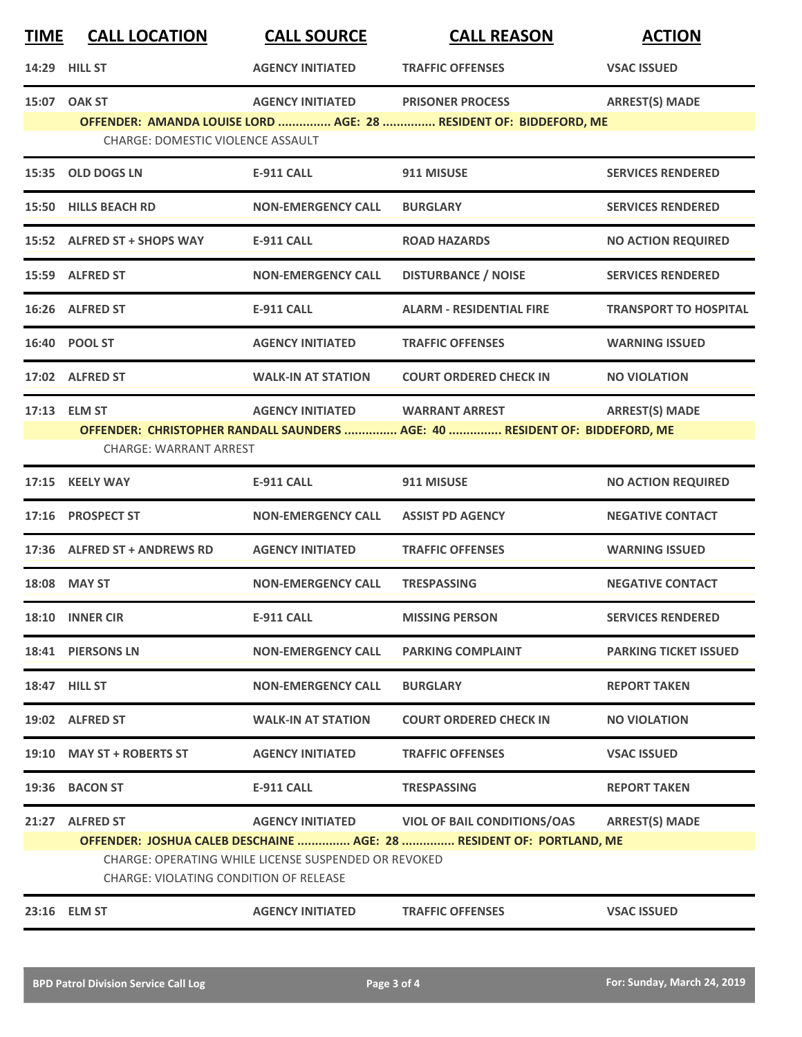| TIME | CALL LOCATION | CALL SOURCE | CALL REASON | ACTION |
|---|---|---|---|---|
| 14:29 | HILL ST | AGENCY INITIATED | TRAFFIC OFFENSES | VSAC ISSUED |
| 15:07 | OAK ST | AGENCY INITIATED | PRISONER PROCESS | ARREST(S) MADE |
| | OFFENDER: AMANDA LOUISE LORD ............... AGE: 28 ............... RESIDENT OF: BIDDEFORD, ME | | | |
| | CHARGE: DOMESTIC VIOLENCE ASSAULT | | | |
| 15:35 | OLD DOGS LN | E-911 CALL | 911 MISUSE | SERVICES RENDERED |
| 15:50 | HILLS BEACH RD | NON-EMERGENCY CALL | BURGLARY | SERVICES RENDERED |
| 15:52 | ALFRED ST + SHOPS WAY | E-911 CALL | ROAD HAZARDS | NO ACTION REQUIRED |
| 15:59 | ALFRED ST | NON-EMERGENCY CALL | DISTURBANCE / NOISE | SERVICES RENDERED |
| 16:26 | ALFRED ST | E-911 CALL | ALARM - RESIDENTIAL FIRE | TRANSPORT TO HOSPITAL |
| 16:40 | POOL ST | AGENCY INITIATED | TRAFFIC OFFENSES | WARNING ISSUED |
| 17:02 | ALFRED ST | WALK-IN AT STATION | COURT ORDERED CHECK IN | NO VIOLATION |
| 17:13 | ELM ST | AGENCY INITIATED | WARRANT ARREST | ARREST(S) MADE |
| | OFFENDER: CHRISTOPHER RANDALL SAUNDERS ............... AGE: 40 ............... RESIDENT OF: BIDDEFORD, ME | | | |
| | CHARGE: WARRANT ARREST | | | |
| 17:15 | KEELY WAY | E-911 CALL | 911 MISUSE | NO ACTION REQUIRED |
| 17:16 | PROSPECT ST | NON-EMERGENCY CALL | ASSIST PD AGENCY | NEGATIVE CONTACT |
| 17:36 | ALFRED ST + ANDREWS RD | AGENCY INITIATED | TRAFFIC OFFENSES | WARNING ISSUED |
| 18:08 | MAY ST | NON-EMERGENCY CALL | TRESPASSING | NEGATIVE CONTACT |
| 18:10 | INNER CIR | E-911 CALL | MISSING PERSON | SERVICES RENDERED |
| 18:41 | PIERSONS LN | NON-EMERGENCY CALL | PARKING COMPLAINT | PARKING TICKET ISSUED |
| 18:47 | HILL ST | NON-EMERGENCY CALL | BURGLARY | REPORT TAKEN |
| 19:02 | ALFRED ST | WALK-IN AT STATION | COURT ORDERED CHECK IN | NO VIOLATION |
| 19:10 | MAY ST + ROBERTS ST | AGENCY INITIATED | TRAFFIC OFFENSES | VSAC ISSUED |
| 19:36 | BACON ST | E-911 CALL | TRESPASSING | REPORT TAKEN |
| 21:27 | ALFRED ST | AGENCY INITIATED | VIOL OF BAIL CONDITIONS/OAS | ARREST(S) MADE |
| | OFFENDER: JOSHUA CALEB DESCHAINE ............... AGE: 28 ............... RESIDENT OF: PORTLAND, ME | | | |
| | CHARGE: OPERATING WHILE LICENSE SUSPENDED OR REVOKED | | | |
| | CHARGE: VIOLATING CONDITION OF RELEASE | | | |
| 23:16 | ELM ST | AGENCY INITIATED | TRAFFIC OFFENSES | VSAC ISSUED |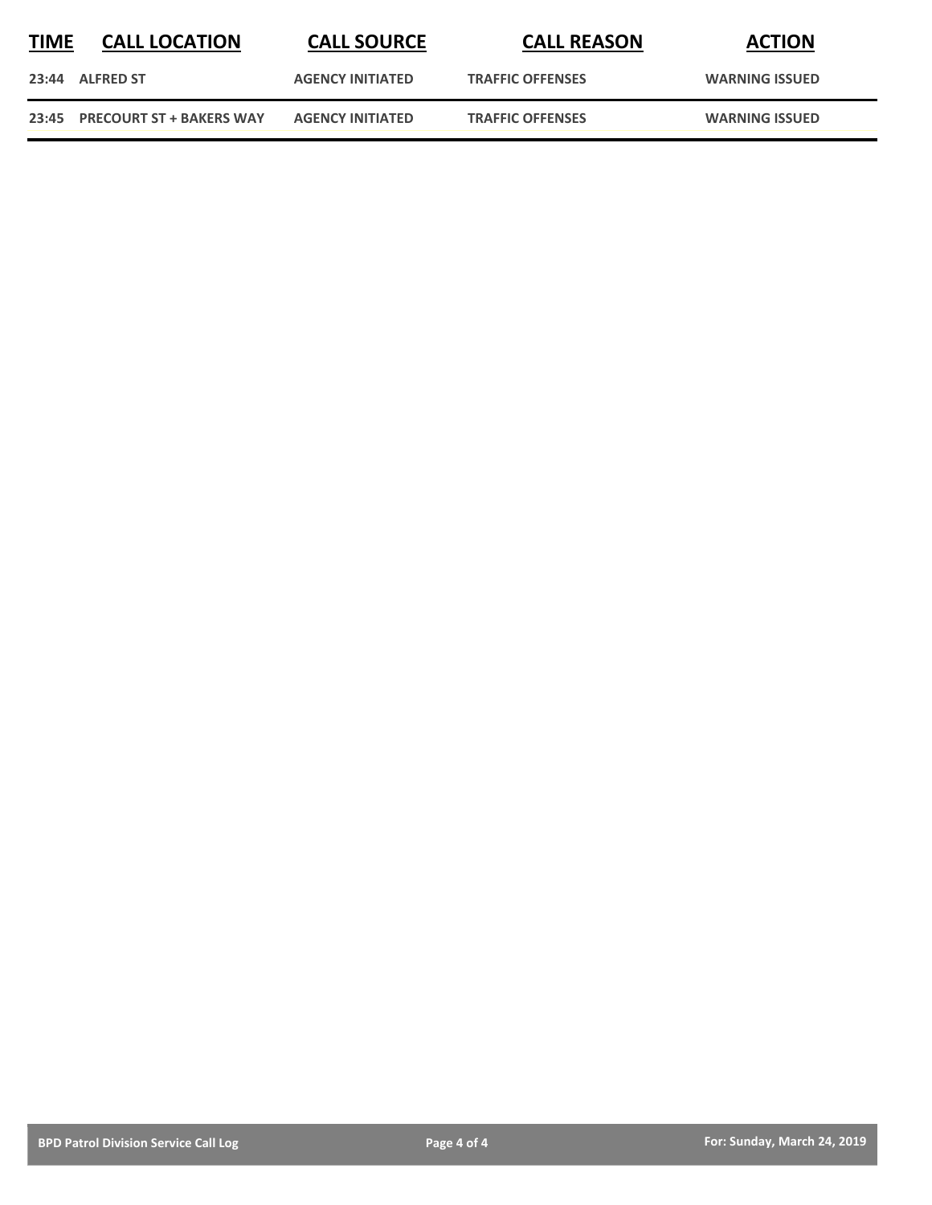| TIME | CALL LOCATION | CALL SOURCE | CALL REASON | ACTION |
|---|---|---|---|---|
| 23:44 | ALFRED ST | AGENCY INITIATED | TRAFFIC OFFENSES | WARNING ISSUED |
| 23:45 | PRECOURT ST + BAKERS WAY | AGENCY INITIATED | TRAFFIC OFFENSES | WARNING ISSUED |